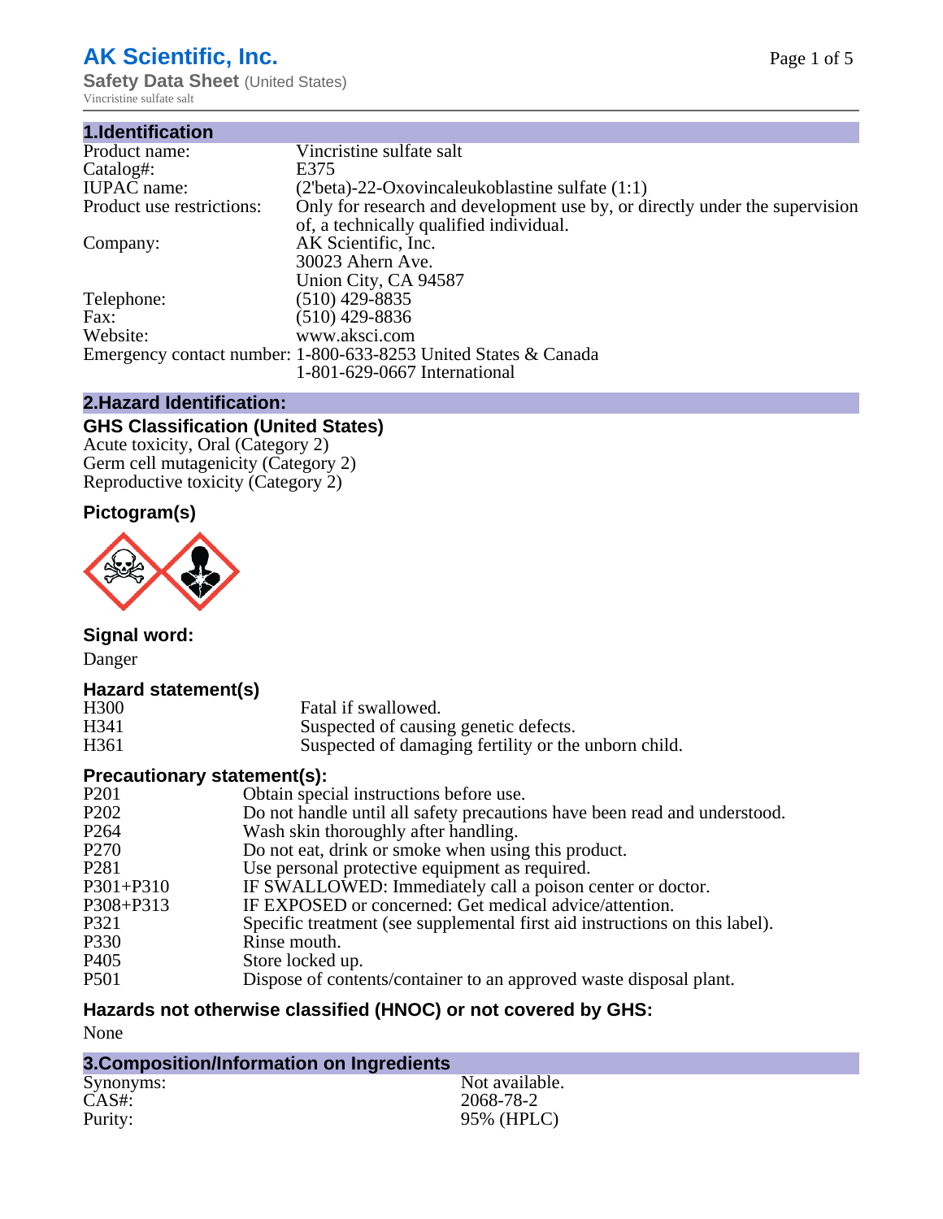# AK Scientific, Inc.

**Safety Data Sheet** (United States)

Vincristine sulfate salt

## 1.Identification

| | |
|---|---|
| Product name: | Vincristine sulfate salt |
| Catalog#: | E375 |
| IUPAC name: | (2'beta)-22-Oxovincaleukoblastine sulfate (1:1) |
| Product use restrictions: | Only for research and development use by, or directly under the supervision of, a technically qualified individual. |
| Company: | AK Scientific, Inc.<br>30023 Ahern Ave.<br>Union City, CA 94587 |
| Telephone: | (510) 429-8835 |
| Fax: | (510) 429-8836 |
| Website: | www.aksci.com |
| Emergency contact number: | 1-800-633-8253 United States & Canada<br>1-801-629-0667 International |

## 2.Hazard Identification:

### GHS Classification (United States)

Acute toxicity, Oral (Category 2)
Germ cell mutagenicity (Category 2)
Reproductive toxicity (Category 2)

### Pictogram(s)

### Signal word:

Danger

### Hazard statement(s)

| | |
|---|---|
| H300 | Fatal if swallowed. |
| H341 | Suspected of causing genetic defects. |
| H361 | Suspected of damaging fertility or the unborn child. |

### Precautionary statement(s):

| | |
|---|---|
| P201 | Obtain special instructions before use. |
| P202 | Do not handle until all safety precautions have been read and understood. |
| P264 | Wash skin thoroughly after handling. |
| P270 | Do not eat, drink or smoke when using this product. |
| P281 | Use personal protective equipment as required. |
| P301+P310 | IF SWALLOWED: Immediately call a poison center or doctor. |
| P308+P313 | IF EXPOSED or concerned: Get medical advice/attention. |
| P321 | Specific treatment (see supplemental first aid instructions on this label). |
| P330 | Rinse mouth. |
| P405 | Store locked up. |
| P501 | Dispose of contents/container to an approved waste disposal plant. |

### Hazards not otherwise classified (HNOC) or not covered by GHS:

None

## 3.Composition/Information on Ingredients

| | |
|---|---|
| Synonyms: | Not available. |
| CAS#: | 2068-78-2 |
| Purity: | 95% (HPLC) |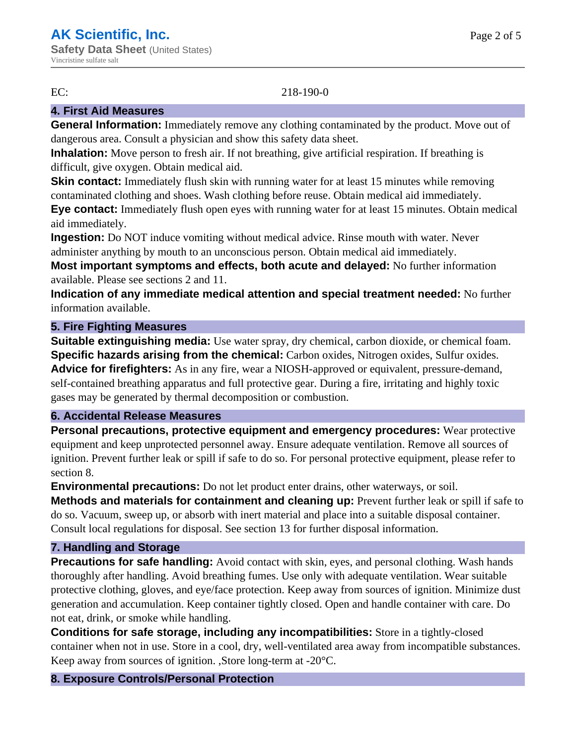EC: 218-190-0

## 4. First Aid Measures

**General Information:** Immediately remove any clothing contaminated by the product. Move out of dangerous area. Consult a physician and show this safety data sheet.
**Inhalation:** Move person to fresh air. If not breathing, give artificial respiration. If breathing is difficult, give oxygen. Obtain medical aid.
**Skin contact:** Immediately flush skin with running water for at least 15 minutes while removing contaminated clothing and shoes. Wash clothing before reuse. Obtain medical aid immediately.
**Eye contact:** Immediately flush open eyes with running water for at least 15 minutes. Obtain medical aid immediately.
**Ingestion:** Do NOT induce vomiting without medical advice. Rinse mouth with water. Never administer anything by mouth to an unconscious person. Obtain medical aid immediately.
**Most important symptoms and effects, both acute and delayed:** No further information available. Please see sections 2 and 11.
**Indication of any immediate medical attention and special treatment needed:** No further information available.

## 5. Fire Fighting Measures

**Suitable extinguishing media:** Use water spray, dry chemical, carbon dioxide, or chemical foam.
**Specific hazards arising from the chemical:** Carbon oxides, Nitrogen oxides, Sulfur oxides.
**Advice for firefighters:** As in any fire, wear a NIOSH-approved or equivalent, pressure-demand, self-contained breathing apparatus and full protective gear. During a fire, irritating and highly toxic gases may be generated by thermal decomposition or combustion.

## 6. Accidental Release Measures

**Personal precautions, protective equipment and emergency procedures:** Wear protective equipment and keep unprotected personnel away. Ensure adequate ventilation. Remove all sources of ignition. Prevent further leak or spill if safe to do so. For personal protective equipment, please refer to section 8.
**Environmental precautions:** Do not let product enter drains, other waterways, or soil.
**Methods and materials for containment and cleaning up:** Prevent further leak or spill if safe to do so. Vacuum, sweep up, or absorb with inert material and place into a suitable disposal container. Consult local regulations for disposal. See section 13 for further disposal information.

## 7. Handling and Storage

**Precautions for safe handling:** Avoid contact with skin, eyes, and personal clothing. Wash hands thoroughly after handling. Avoid breathing fumes. Use only with adequate ventilation. Wear suitable protective clothing, gloves, and eye/face protection. Keep away from sources of ignition. Minimize dust generation and accumulation. Keep container tightly closed. Open and handle container with care. Do not eat, drink, or smoke while handling.
**Conditions for safe storage, including any incompatibilities:** Store in a tightly-closed container when not in use. Store in a cool, dry, well-ventilated area away from incompatible substances. Keep away from sources of ignition. ,Store long-term at -20°C.

## 8. Exposure Controls/Personal Protection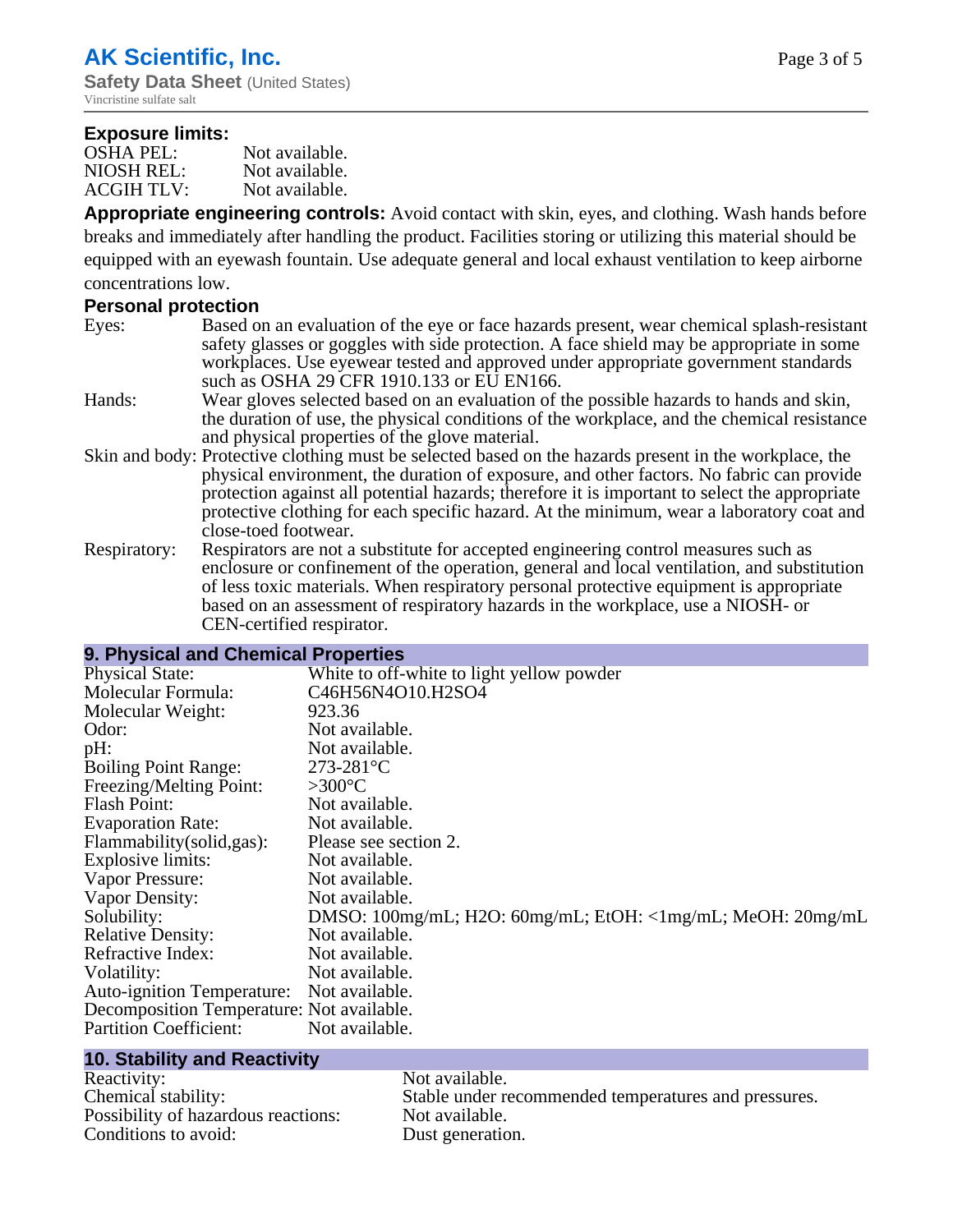## Exposure limits:

| | |
|---|---|
| OSHA PEL: | Not available. |
| NIOSH REL: | Not available. |
| ACGIH TLV: | Not available. |

**Appropriate engineering controls:** Avoid contact with skin, eyes, and clothing. Wash hands before breaks and immediately after handling the product. Facilities storing or utilizing this material should be equipped with an eyewash fountain. Use adequate general and local exhaust ventilation to keep airborne concentrations low.

## Personal protection

| | |
|---|---|
| Eyes: | Based on an evaluation of the eye or face hazards present, wear chemical splash-resistant safety glasses or goggles with side protection. A face shield may be appropriate in some workplaces. Use eyewear tested and approved under appropriate government standards such as OSHA 29 CFR 1910.133 or EU EN166. |
| Hands: | Wear gloves selected based on an evaluation of the possible hazards to hands and skin, the duration of use, the physical conditions of the workplace, and the chemical resistance and physical properties of the glove material. |
| Skin and body: | Protective clothing must be selected based on the hazards present in the workplace, the physical environment, the duration of exposure, and other factors. No fabric can provide protection against all potential hazards; therefore it is important to select the appropriate protective clothing for each specific hazard. At the minimum, wear a laboratory coat and close-toed footwear. |
| Respiratory: | Respirators are not a substitute for accepted engineering control measures such as enclosure or confinement of the operation, general and local ventilation, and substitution of less toxic materials. When respiratory personal protective equipment is appropriate based on an assessment of respiratory hazards in the workplace, use a NIOSH- or CEN-certified respirator. |

## 9. Physical and Chemical Properties

| | |
|---|---|
| Physical State: | White to off-white to light yellow powder |
| Molecular Formula: | $C_{46}H_{56}N_4O_{10}.H_2SO_4$ |
| Molecular Weight: | 923.36 |
| Odor: | Not available. |
| pH: | Not available. |
| Boiling Point Range: | 273-281°C |
| Freezing/Melting Point: | >300°C |
| Flash Point: | Not available. |
| Evaporation Rate: | Not available. |
| Flammability(solid,gas): | Please see section 2. |
| Explosive limits: | Not available. |
| Vapor Pressure: | Not available. |
| Vapor Density: | Not available. |
| Solubility: | DMSO: 100mg/mL; $H_2O$: 60mg/mL; EtOH: <1mg/mL; MeOH: 20mg/mL |
| Relative Density: | Not available. |
| Refractive Index: | Not available. |
| Volatility: | Not available. |
| Auto-ignition Temperature: | Not available. |
| Decomposition Temperature: | Not available. |
| Partition Coefficient: | Not available. |

## 10. Stability and Reactivity

| | |
|---|---|
| Reactivity: | Not available. |
| Chemical stability: | Stable under recommended temperatures and pressures. |
| Possibility of hazardous reactions: | Not available. |
| Conditions to avoid: | Dust generation. |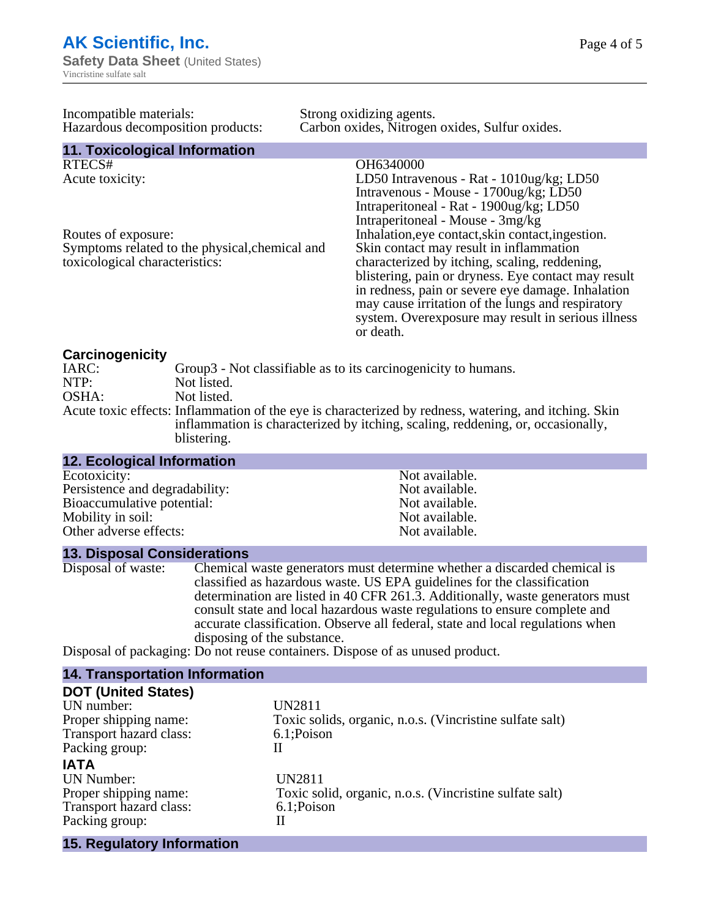Incompatible materials: Strong oxidizing agents.
Hazardous decomposition products: Carbon oxides, Nitrogen oxides, Sulfur oxides.

## 11. Toxicological Information

RTECS#: OH6340000

Acute toxicity: LD50 Intravenous - Rat - 1010ug/kg; LD50 Intravenous - Mouse - 1700ug/kg; LD50 Intraperitoneal - Rat - 1900ug/kg; LD50 Intraperitoneal - Mouse - 3mg/kg

Routes of exposure: Inhalation,eye contact,skin contact,ingestion.

Symptoms related to the physical,chemical and toxicological characteristics: Skin contact may result in inflammation characterized by itching, scaling, reddening, blistering, pain or dryness. Eye contact may result in redness, pain or severe eye damage. Inhalation may cause irritation of the lungs and respiratory system. Overexposure may result in serious illness or death.

### Carcinogenicity

IARC: Group3 - Not classifiable as to its carcinogenicity to humans.
NTP: Not listed.
OSHA: Not listed.
Acute toxic effects: Inflammation of the eye is characterized by redness, watering, and itching. Skin inflammation is characterized by itching, scaling, reddening, or, occasionally, blistering.

## 12. Ecological Information

Ecotoxicity: Not available.
Persistence and degradability: Not available.
Bioaccumulative potential: Not available.
Mobility in soil: Not available.
Other adverse effects: Not available.

## 13. Disposal Considerations

Disposal of waste: Chemical waste generators must determine whether a discarded chemical is classified as hazardous waste. US EPA guidelines for the classification determination are listed in 40 CFR 261.3. Additionally, waste generators must consult state and local hazardous waste regulations to ensure complete and accurate classification. Observe all federal, state and local regulations when disposing of the substance.

Disposal of packaging: Do not reuse containers. Dispose of as unused product.

## 14. Transportation Information

### DOT (United States)

UN number: UN2811
Proper shipping name: Toxic solids, organic, n.o.s. (Vincristine sulfate salt)
Transport hazard class: 6.1;Poison
Packing group: II

### IATA

UN Number: UN2811
Proper shipping name: Toxic solid, organic, n.o.s. (Vincristine sulfate salt)
Transport hazard class: 6.1;Poison
Packing group: II

## 15. Regulatory Information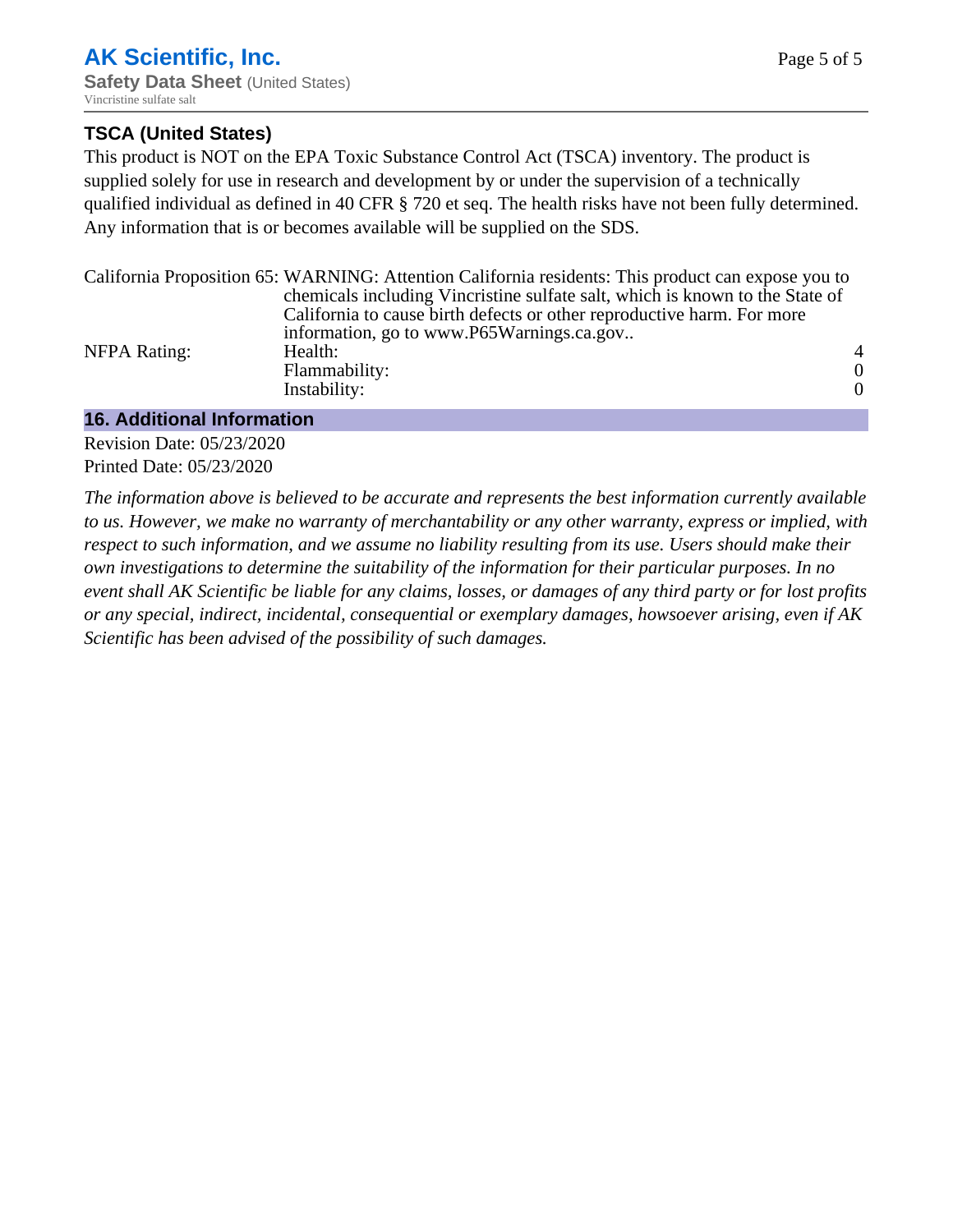### TSCA (United States)

This product is NOT on the EPA Toxic Substance Control Act (TSCA) inventory. The product is supplied solely for use in research and development by or under the supervision of a technically qualified individual as defined in 40 CFR § 720 et seq. The health risks have not been fully determined. Any information that is or becomes available will be supplied on the SDS.

| | | |
|---|---|---|
| California Proposition 65: | WARNING: Attention California residents: This product can expose you to chemicals including Vincristine sulfate salt, which is known to the State of California to cause birth defects or other reproductive harm. For more information, go to www.P65Warnings.ca.gov.. | |
| NFPA Rating: | Health: | 4 |
| | Flammability: | 0 |
| | Instability: | 0 |

## 16. Additional Information

Revision Date: 05/23/2020

Printed Date: 05/23/2020

*The information above is believed to be accurate and represents the best information currently available to us. However, we make no warranty of merchantability or any other warranty, express or implied, with respect to such information, and we assume no liability resulting from its use. Users should make their own investigations to determine the suitability of the information for their particular purposes. In no event shall AK Scientific be liable for any claims, losses, or damages of any third party or for lost profits or any special, indirect, incidental, consequential or exemplary damages, howsoever arising, even if AK Scientific has been advised of the possibility of such damages.*